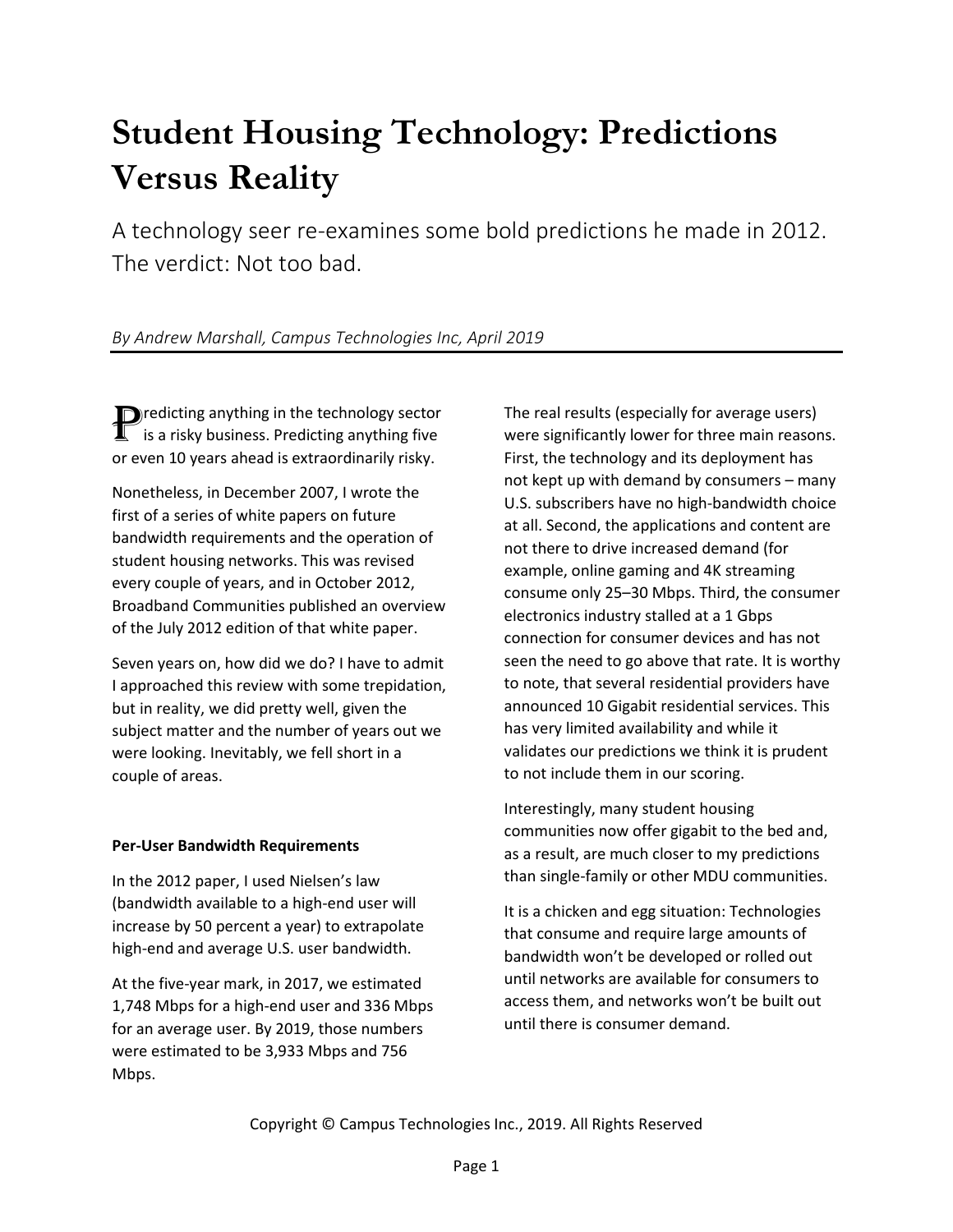# Student Housing Technology: Predictions Versus Reality

A technology seer re-examines some bold predictions he made in 2012. The verdict: Not too bad.

*By Andrew Marshall, Campus Technologies Inc, April 2019*

Predicting anything in the technology sector is a risky business. Predicting anything five or even 10 years ahead is extraordinarily risky.

Nonetheless, in December 2007, I wrote the first of a series of white papers on future bandwidth requirements and the operation of student housing networks. This was revised every couple of years, and in October 2012, Broadband Communities published an overview of the July 2012 edition of that white paper.

Seven years on, how did we do? I have to admit I approached this review with some trepidation, but in reality, we did pretty well, given the subject matter and the number of years out we were looking. Inevitably, we fell short in a couple of areas.

**Per-User Bandwidth Requirements**

In the 2012 paper, I used Nielsen's law (bandwidth available to a high-end user will increase by 50 percent a year) to extrapolate high-end and average U.S. user bandwidth.

At the five-year mark, in 2017, we estimated 1,748 Mbps for a high-end user and 336 Mbps for an average user. By 2019, those numbers were estimated to be 3,933 Mbps and 756 Mbps.

The real results (especially for average users) were significantly lower for three main reasons. First, the technology and its deployment has not kept up with demand by consumers – many U.S. subscribers have no high-bandwidth choice at all. Second, the applications and content are not there to drive increased demand (for example, online gaming and 4K streaming consume only 25–30 Mbps. Third, the consumer electronics industry stalled at a 1 Gbps connection for consumer devices and has not seen the need to go above that rate. It is worthy to note, that several residential providers have announced 10 Gigabit residential services. This has very limited availability and while it validates our predictions we think it is prudent to not include them in our scoring.

Interestingly, many student housing communities now offer gigabit to the bed and, as a result, are much closer to my predictions than single-family or other MDU communities.

It is a chicken and egg situation: Technologies that consume and require large amounts of bandwidth won't be developed or rolled out until networks are available for consumers to access them, and networks won't be built out until there is consumer demand.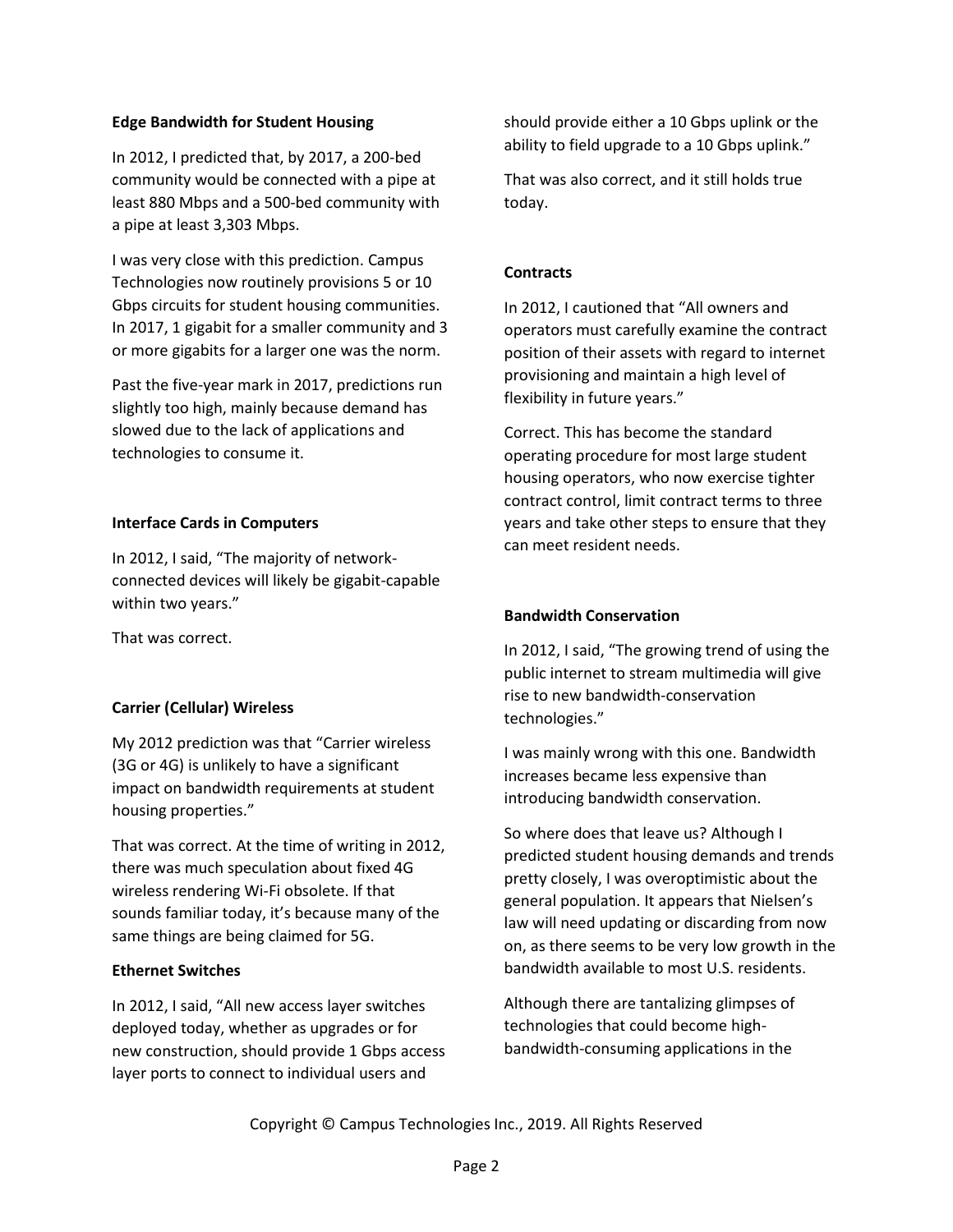**Edge Bandwidth for Student Housing**

In 2012, I predicted that, by 2017, a 200-bed community would be connected with a pipe at least 880 Mbps and a 500-bed community with a pipe at least 3,303 Mbps.

I was very close with this prediction. Campus Technologies now routinely provisions 5 or 10 Gbps circuits for student housing communities. In 2017, 1 gigabit for a smaller community and 3 or more gigabits for a larger one was the norm.

Past the five-year mark in 2017, predictions run slightly too high, mainly because demand has slowed due to the lack of applications and technologies to consume it.

**Interface Cards in Computers**

In 2012, I said, "The majority of network-connected devices will likely be gigabit-capable within two years."

That was correct.

**Carrier (Cellular) Wireless**

My 2012 prediction was that "Carrier wireless (3G or 4G) is unlikely to have a significant impact on bandwidth requirements at student housing properties."

That was correct. At the time of writing in 2012, there was much speculation about fixed 4G wireless rendering Wi-Fi obsolete. If that sounds familiar today, it's because many of the same things are being claimed for 5G.

**Ethernet Switches**

In 2012, I said, "All new access layer switches deployed today, whether as upgrades or for new construction, should provide 1 Gbps access layer ports to connect to individual users and should provide either a 10 Gbps uplink or the ability to field upgrade to a 10 Gbps uplink."

That was also correct, and it still holds true today.

**Contracts**

In 2012, I cautioned that "All owners and operators must carefully examine the contract position of their assets with regard to internet provisioning and maintain a high level of flexibility in future years."

Correct. This has become the standard operating procedure for most large student housing operators, who now exercise tighter contract control, limit contract terms to three years and take other steps to ensure that they can meet resident needs.

**Bandwidth Conservation**

In 2012, I said, "The growing trend of using the public internet to stream multimedia will give rise to new bandwidth-conservation technologies."

I was mainly wrong with this one. Bandwidth increases became less expensive than introducing bandwidth conservation.

So where does that leave us? Although I predicted student housing demands and trends pretty closely, I was overoptimistic about the general population. It appears that Nielsen's law will need updating or discarding from now on, as there seems to be very low growth in the bandwidth available to most U.S. residents.

Although there are tantalizing glimpses of technologies that could become high-bandwidth-consuming applications in the

Copyright © Campus Technologies Inc., 2019. All Rights Reserved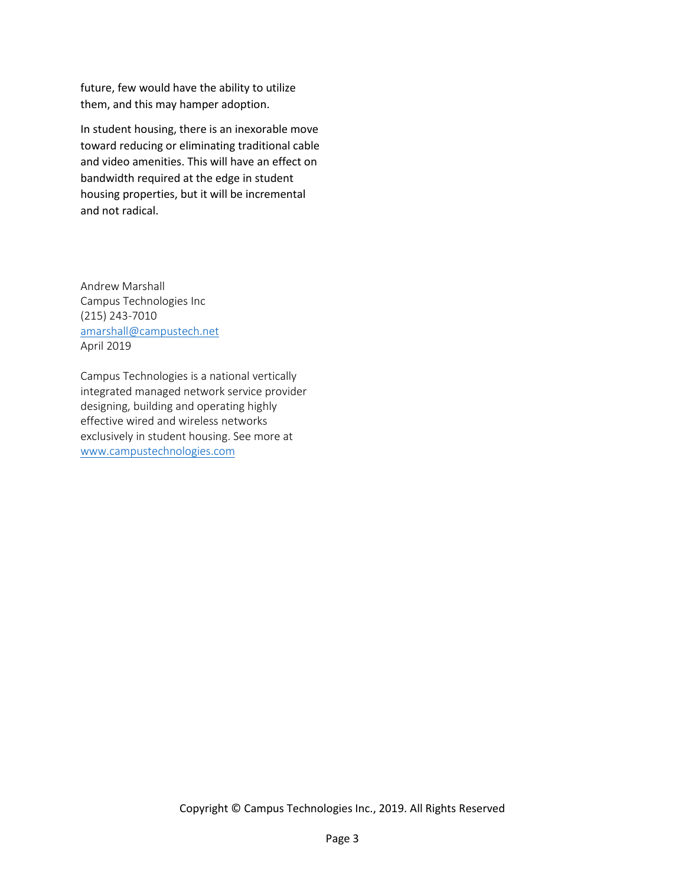future, few would have the ability to utilize them, and this may hamper adoption.

In student housing, there is an inexorable move toward reducing or eliminating traditional cable and video amenities. This will have an effect on bandwidth required at the edge in student housing properties, but it will be incremental and not radical.

Andrew Marshall
Campus Technologies Inc
(215) 243-7010
amarshall@campustech.net
April 2019

Campus Technologies is a national vertically integrated managed network service provider designing, building and operating highly effective wired and wireless networks exclusively in student housing. See more at www.campustechnologies.com

Copyright © Campus Technologies Inc., 2019. All Rights Reserved